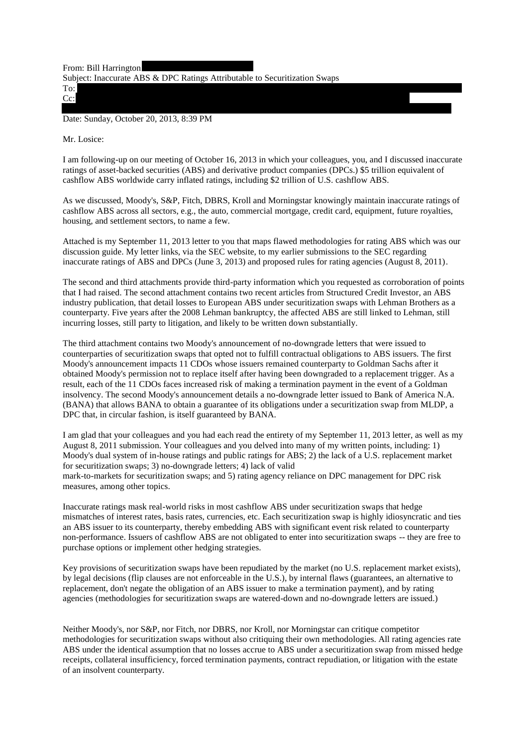From: Bill Harrington

Subject: Inaccurate ABS & DPC Ratings Attributable to Securitization Swaps

To:

Cc:

Date: Sunday, October 20, 2013, 8:39 PM

Mr. Losice:

I am following-up on our meeting of October 16, 2013 in which your colleagues, you, and I discussed inaccurate ratings of asset-backed securities (ABS) and derivative product companies (DPCs.) $5 trillion equivalent of cashflow ABS worldwide carry inflated ratings, including $2 trillion of U.S. cashflow ABS.

As we discussed, Moody's, S&P, Fitch, DBRS, Kroll and Morningstar knowingly maintain inaccurate ratings of cashflow ABS across all sectors, e.g., the auto, commercial mortgage, credit card, equipment, future royalties, housing, and settlement sectors, to name a few.

Attached is my September 11, 2013 letter to you that maps flawed methodologies for rating ABS which was our discussion guide. My letter links, via the SEC website, to my earlier submissions to the SEC regarding inaccurate ratings of ABS and DPCs (June 3, 2013) and proposed rules for rating agencies (August 8, 2011).

The second and third attachments provide third-party information which you requested as corroboration of points that I had raised. The second attachment contains two recent articles from Structured Credit Investor, an ABS industry publication, that detail losses to European ABS under securitization swaps with Lehman Brothers as a counterparty. Five years after the 2008 Lehman bankruptcy, the affected ABS are still linked to Lehman, still incurring losses, still party to litigation, and likely to be written down substantially.

The third attachment contains two Moody's announcement of no-downgrade letters that were issued to counterparties of securitization swaps that opted not to fulfill contractual obligations to ABS issuers. The first Moody's announcement impacts 11 CDOs whose issuers remained counterparty to Goldman Sachs after it obtained Moody's permission not to replace itself after having been downgraded to a replacement trigger. As a result, each of the 11 CDOs faces increased risk of making a termination payment in the event of a Goldman insolvency. The second Moody's announcement details a no-downgrade letter issued to Bank of America N.A. (BANA) that allows BANA to obtain a guarantee of its obligations under a securitization swap from MLDP, a DPC that, in circular fashion, is itself guaranteed by BANA.

I am glad that your colleagues and you had each read the entirety of my September 11, 2013 letter, as well as my August 8, 2011 submission. Your colleagues and you delved into many of my written points, including: 1) Moody's dual system of in-house ratings and public ratings for ABS; 2) the lack of a U.S. replacement market for securitization swaps; 3) no-downgrade letters; 4) lack of valid mark-to-markets for securitization swaps; and 5) rating agency reliance on DPC management for DPC risk measures, among other topics.

Inaccurate ratings mask real-world risks in most cashflow ABS under securitization swaps that hedge mismatches of interest rates, basis rates, currencies, etc. Each securitization swap is highly idiosyncratic and ties an ABS issuer to its counterparty, thereby embedding ABS with significant event risk related to counterparty non-performance. Issuers of cashflow ABS are not obligated to enter into securitization swaps -- they are free to purchase options or implement other hedging strategies.

Key provisions of securitization swaps have been repudiated by the market (no U.S. replacement market exists), by legal decisions (flip clauses are not enforceable in the U.S.), by internal flaws (guarantees, an alternative to replacement, don't negate the obligation of an ABS issuer to make a termination payment), and by rating agencies (methodologies for securitization swaps are watered-down and no-downgrade letters are issued.)

Neither Moody's, nor S&P, nor Fitch, nor DBRS, nor Kroll, nor Morningstar can critique competitor methodologies for securitization swaps without also critiquing their own methodologies. All rating agencies rate ABS under the identical assumption that no losses accrue to ABS under a securitization swap from missed hedge receipts, collateral insufficiency, forced termination payments, contract repudiation, or litigation with the estate of an insolvent counterparty.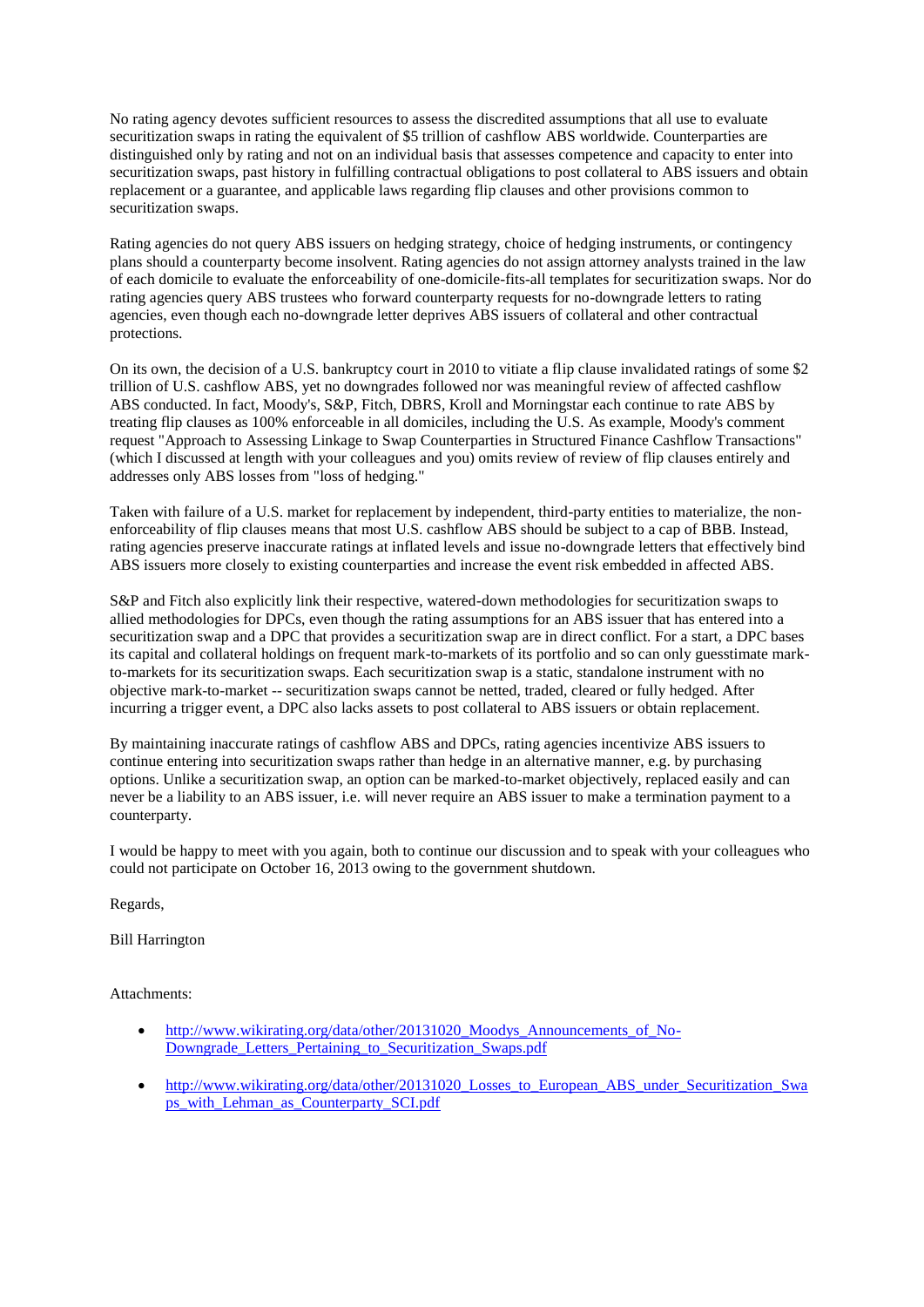No rating agency devotes sufficient resources to assess the discredited assumptions that all use to evaluate securitization swaps in rating the equivalent of $5 trillion of cashflow ABS worldwide. Counterparties are distinguished only by rating and not on an individual basis that assesses competence and capacity to enter into securitization swaps, past history in fulfilling contractual obligations to post collateral to ABS issuers and obtain replacement or a guarantee, and applicable laws regarding flip clauses and other provisions common to securitization swaps.

Rating agencies do not query ABS issuers on hedging strategy, choice of hedging instruments, or contingency plans should a counterparty become insolvent. Rating agencies do not assign attorney analysts trained in the law of each domicile to evaluate the enforceability of one-domicile-fits-all templates for securitization swaps. Nor do rating agencies query ABS trustees who forward counterparty requests for no-downgrade letters to rating agencies, even though each no-downgrade letter deprives ABS issuers of collateral and other contractual protections.

On its own, the decision of a U.S. bankruptcy court in 2010 to vitiate a flip clause invalidated ratings of some $2 trillion of U.S. cashflow ABS, yet no downgrades followed nor was meaningful review of affected cashflow ABS conducted. In fact, Moody's, S&P, Fitch, DBRS, Kroll and Morningstar each continue to rate ABS by treating flip clauses as 100% enforceable in all domiciles, including the U.S. As example, Moody's comment request "Approach to Assessing Linkage to Swap Counterparties in Structured Finance Cashflow Transactions" (which I discussed at length with your colleagues and you) omits review of review of flip clauses entirely and addresses only ABS losses from "loss of hedging."

Taken with failure of a U.S. market for replacement by independent, third-party entities to materialize, the non-enforceability of flip clauses means that most U.S. cashflow ABS should be subject to a cap of BBB. Instead, rating agencies preserve inaccurate ratings at inflated levels and issue no-downgrade letters that effectively bind ABS issuers more closely to existing counterparties and increase the event risk embedded in affected ABS.

S&P and Fitch also explicitly link their respective, watered-down methodologies for securitization swaps to allied methodologies for DPCs, even though the rating assumptions for an ABS issuer that has entered into a securitization swap and a DPC that provides a securitization swap are in direct conflict. For a start, a DPC bases its capital and collateral holdings on frequent mark-to-markets of its portfolio and so can only guesstimate mark-to-markets for its securitization swaps. Each securitization swap is a static, standalone instrument with no objective mark-to-market -- securitization swaps cannot be netted, traded, cleared or fully hedged. After incurring a trigger event, a DPC also lacks assets to post collateral to ABS issuers or obtain replacement.

By maintaining inaccurate ratings of cashflow ABS and DPCs, rating agencies incentivize ABS issuers to continue entering into securitization swaps rather than hedge in an alternative manner, e.g. by purchasing options. Unlike a securitization swap, an option can be marked-to-market objectively, replaced easily and can never be a liability to an ABS issuer, i.e. will never require an ABS issuer to make a termination payment to a counterparty.

I would be happy to meet with you again, both to continue our discussion and to speak with your colleagues who could not participate on October 16, 2013 owing to the government shutdown.

Regards,

Bill Harrington

Attachments:

- http://www.wikirating.org/data/other/20131020_Moodys_Announcements_of_No-Downgrade_Letters_Pertaining_to_Securitization_Swaps.pdf
- http://www.wikirating.org/data/other/20131020_Losses_to_European_ABS_under_Securitization_Swaps_with_Lehman_as_Counterparty_SCI.pdf